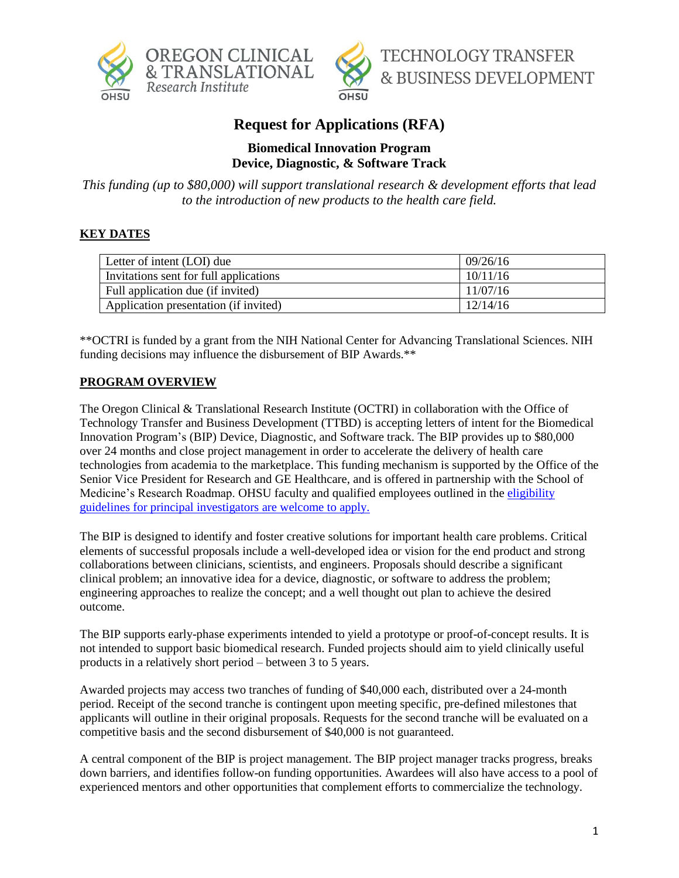OREGON CLINICAL & TRANSLATIONAL Research Institute

TECHNOLOGY TRANSFER & BUSINESS DEVELOPMENT

# Request for Applications (RFA)

## Biomedical Innovation Program
## Device, Diagnostic, & Software Track

*This funding (up to $80,000) will support translational research & development efforts that lead to the introduction of new products to the health care field.*

**KEY DATES**

| Letter of intent (LOI) due | 09/26/16 |
|---|---|
| Invitations sent for full applications | 10/11/16 |
| Full application due (if invited) | 11/07/16 |
| Application presentation (if invited) | 12/14/16 |

**OCTRI is funded by a grant from the NIH National Center for Advancing Translational Sciences. NIH funding decisions may influence the disbursement of BIP Awards.**

**PROGRAM OVERVIEW**

The Oregon Clinical & Translational Research Institute (OCTRI) in collaboration with the Office of Technology Transfer and Business Development (TTBD) is accepting letters of intent for the Biomedical Innovation Program's (BIP) Device, Diagnostic, and Software track. The BIP provides up to $80,000 over 24 months and close project management in order to accelerate the delivery of health care technologies from academia to the marketplace. This funding mechanism is supported by the Office of the Senior Vice President for Research and GE Healthcare, and is offered in partnership with the School of Medicine's Research Roadmap. OHSU faculty and qualified employees outlined in the eligibility guidelines for principal investigators are welcome to apply.

The BIP is designed to identify and foster creative solutions for important health care problems. Critical elements of successful proposals include a well-developed idea or vision for the end product and strong collaborations between clinicians, scientists, and engineers. Proposals should describe a significant clinical problem; an innovative idea for a device, diagnostic, or software to address the problem; engineering approaches to realize the concept; and a well thought out plan to achieve the desired outcome.

The BIP supports early-phase experiments intended to yield a prototype or proof-of-concept results. It is not intended to support basic biomedical research. Funded projects should aim to yield clinically useful products in a relatively short period – between 3 to 5 years.

Awarded projects may access two tranches of funding of $40,000 each, distributed over a 24-month period. Receipt of the second tranche is contingent upon meeting specific, pre-defined milestones that applicants will outline in their original proposals. Requests for the second tranche will be evaluated on a competitive basis and the second disbursement of $40,000 is not guaranteed.

A central component of the BIP is project management. The BIP project manager tracks progress, breaks down barriers, and identifies follow-on funding opportunities. Awardees will also have access to a pool of experienced mentors and other opportunities that complement efforts to commercialize the technology.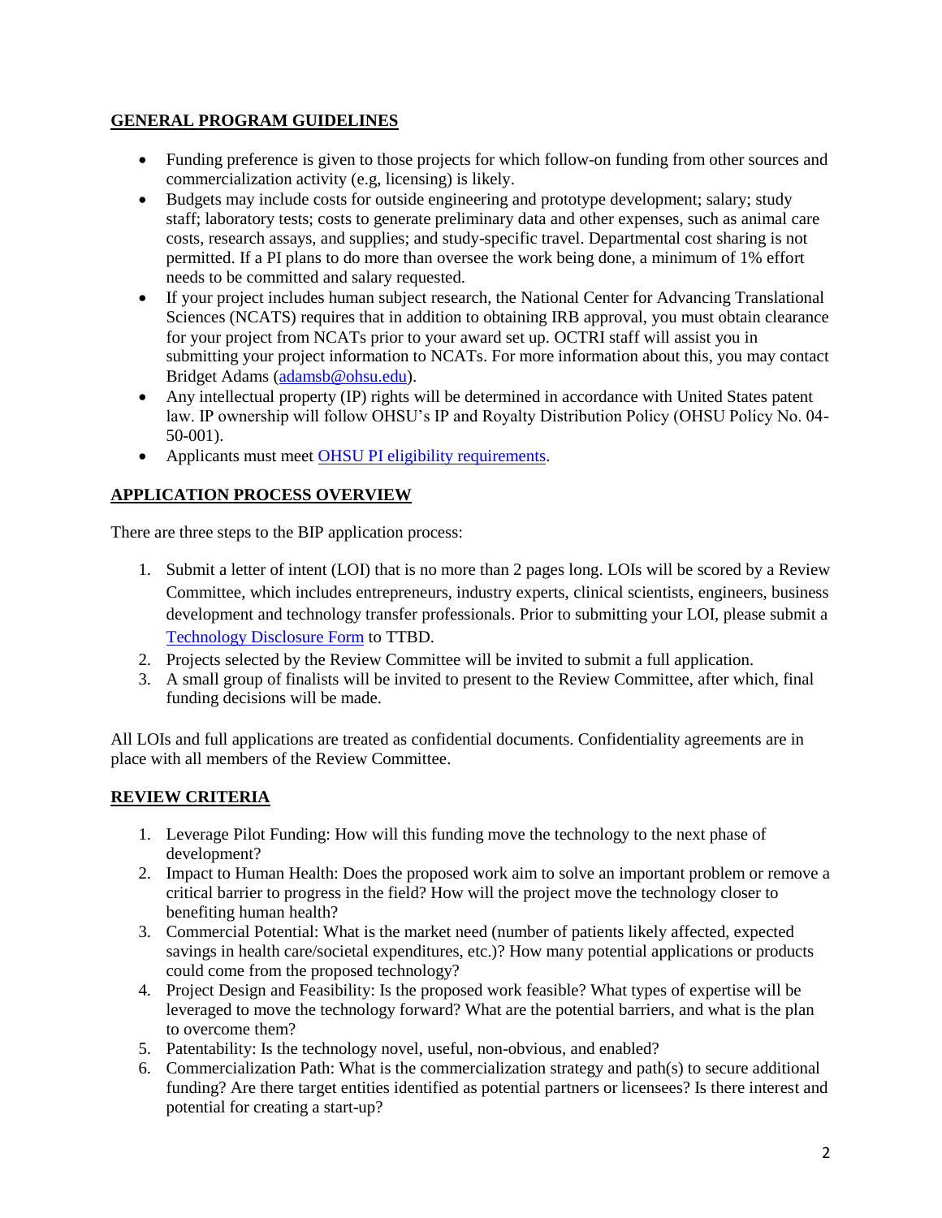## GENERAL PROGRAM GUIDELINES

- Funding preference is given to those projects for which follow-on funding from other sources and commercialization activity (e.g, licensing) is likely.
- Budgets may include costs for outside engineering and prototype development; salary; study staff; laboratory tests; costs to generate preliminary data and other expenses, such as animal care costs, research assays, and supplies; and study-specific travel. Departmental cost sharing is not permitted. If a PI plans to do more than oversee the work being done, a minimum of 1% effort needs to be committed and salary requested.
- If your project includes human subject research, the National Center for Advancing Translational Sciences (NCATS) requires that in addition to obtaining IRB approval, you must obtain clearance for your project from NCATs prior to your award set up. OCTRI staff will assist you in submitting your project information to NCATs. For more information about this, you may contact Bridget Adams (adamsb@ohsu.edu).
- Any intellectual property (IP) rights will be determined in accordance with United States patent law. IP ownership will follow OHSU's IP and Royalty Distribution Policy (OHSU Policy No. 04-50-001).
- Applicants must meet OHSU PI eligibility requirements.

## APPLICATION PROCESS OVERVIEW

There are three steps to the BIP application process:

1. Submit a letter of intent (LOI) that is no more than 2 pages long. LOIs will be scored by a Review Committee, which includes entrepreneurs, industry experts, clinical scientists, engineers, business development and technology transfer professionals. Prior to submitting your LOI, please submit a Technology Disclosure Form to TTBD.
2. Projects selected by the Review Committee will be invited to submit a full application.
3. A small group of finalists will be invited to present to the Review Committee, after which, final funding decisions will be made.

All LOIs and full applications are treated as confidential documents. Confidentiality agreements are in place with all members of the Review Committee.

## REVIEW CRITERIA

1. Leverage Pilot Funding: How will this funding move the technology to the next phase of development?
2. Impact to Human Health: Does the proposed work aim to solve an important problem or remove a critical barrier to progress in the field? How will the project move the technology closer to benefiting human health?
3. Commercial Potential: What is the market need (number of patients likely affected, expected savings in health care/societal expenditures, etc.)? How many potential applications or products could come from the proposed technology?
4. Project Design and Feasibility: Is the proposed work feasible? What types of expertise will be leveraged to move the technology forward? What are the potential barriers, and what is the plan to overcome them?
5. Patentability: Is the technology novel, useful, non-obvious, and enabled?
6. Commercialization Path: What is the commercialization strategy and path(s) to secure additional funding? Are there target entities identified as potential partners or licensees? Is there interest and potential for creating a start-up?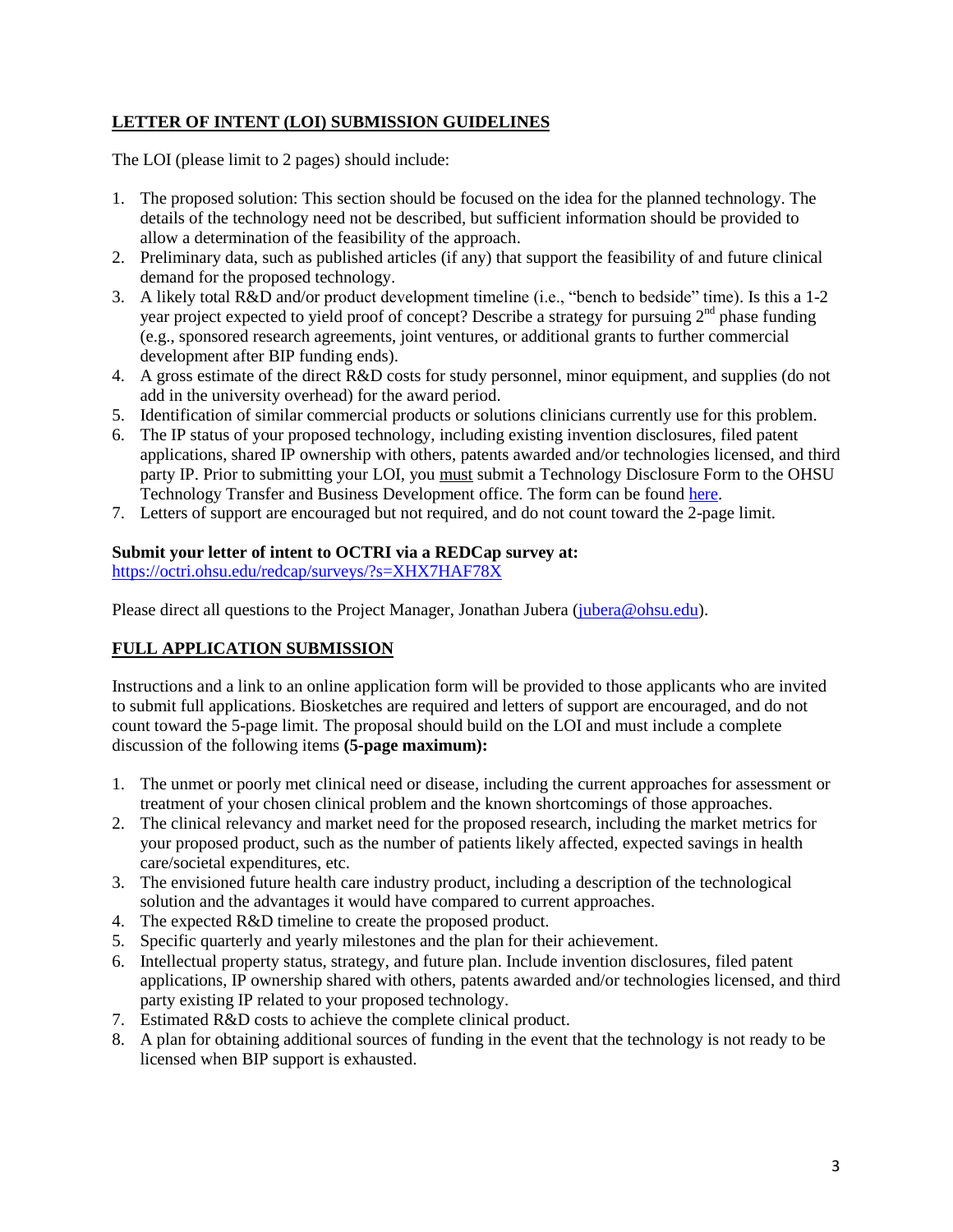## LETTER OF INTENT (LOI) SUBMISSION GUIDELINES

The LOI (please limit to 2 pages) should include:

1. The proposed solution: This section should be focused on the idea for the planned technology. The details of the technology need not be described, but sufficient information should be provided to allow a determination of the feasibility of the approach.
2. Preliminary data, such as published articles (if any) that support the feasibility of and future clinical demand for the proposed technology.
3. A likely total R&D and/or product development timeline (i.e., "bench to bedside" time). Is this a 1-2 year project expected to yield proof of concept? Describe a strategy for pursuing 2nd phase funding (e.g., sponsored research agreements, joint ventures, or additional grants to further commercial development after BIP funding ends).
4. A gross estimate of the direct R&D costs for study personnel, minor equipment, and supplies (do not add in the university overhead) for the award period.
5. Identification of similar commercial products or solutions clinicians currently use for this problem.
6. The IP status of your proposed technology, including existing invention disclosures, filed patent applications, shared IP ownership with others, patents awarded and/or technologies licensed, and third party IP. Prior to submitting your LOI, you must submit a Technology Disclosure Form to the OHSU Technology Transfer and Business Development office. The form can be found here.
7. Letters of support are encouraged but not required, and do not count toward the 2-page limit.

**Submit your letter of intent to OCTRI via a REDCap survey at:**
https://octri.ohsu.edu/redcap/surveys/?s=XHX7HAF78X

Please direct all questions to the Project Manager, Jonathan Jubera (jubera@ohsu.edu).

## FULL APPLICATION SUBMISSION

Instructions and a link to an online application form will be provided to those applicants who are invited to submit full applications. Biosketches are required and letters of support are encouraged, and do not count toward the 5-page limit. The proposal should build on the LOI and must include a complete discussion of the following items **(5-page maximum):**

1. The unmet or poorly met clinical need or disease, including the current approaches for assessment or treatment of your chosen clinical problem and the known shortcomings of those approaches.
2. The clinical relevancy and market need for the proposed research, including the market metrics for your proposed product, such as the number of patients likely affected, expected savings in health care/societal expenditures, etc.
3. The envisioned future health care industry product, including a description of the technological solution and the advantages it would have compared to current approaches.
4. The expected R&D timeline to create the proposed product.
5. Specific quarterly and yearly milestones and the plan for their achievement.
6. Intellectual property status, strategy, and future plan. Include invention disclosures, filed patent applications, IP ownership shared with others, patents awarded and/or technologies licensed, and third party existing IP related to your proposed technology.
7. Estimated R&D costs to achieve the complete clinical product.
8. A plan for obtaining additional sources of funding in the event that the technology is not ready to be licensed when BIP support is exhausted.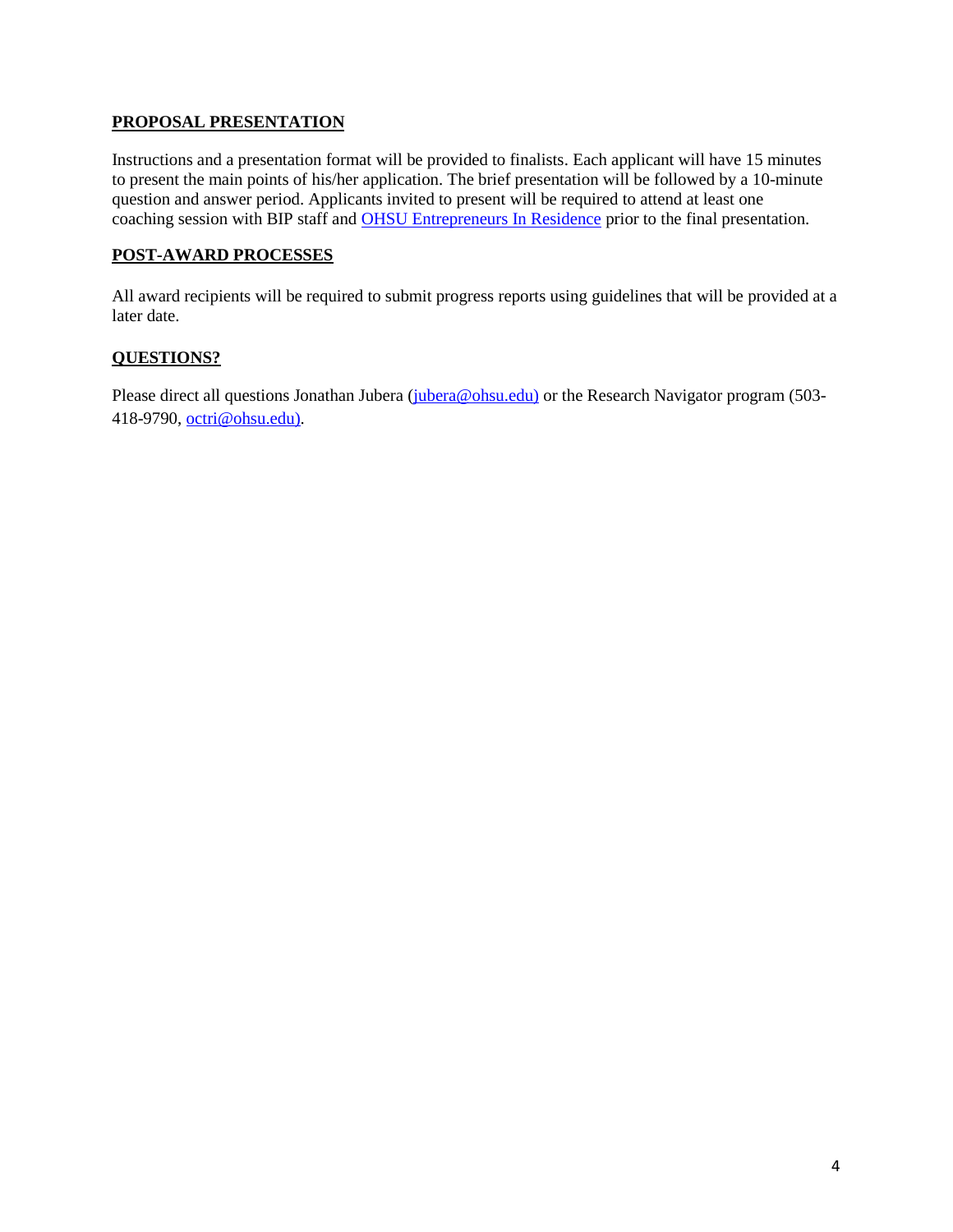## PROPOSAL PRESENTATION

Instructions and a presentation format will be provided to finalists. Each applicant will have 15 minutes to present the main points of his/her application. The brief presentation will be followed by a 10-minute question and answer period. Applicants invited to present will be required to attend at least one coaching session with BIP staff and OHSU Entrepreneurs In Residence prior to the final presentation.

## POST-AWARD PROCESSES

All award recipients will be required to submit progress reports using guidelines that will be provided at a later date.

## QUESTIONS?

Please direct all questions Jonathan Jubera (jubera@ohsu.edu) or the Research Navigator program (503-418-9790, octri@ohsu.edu).